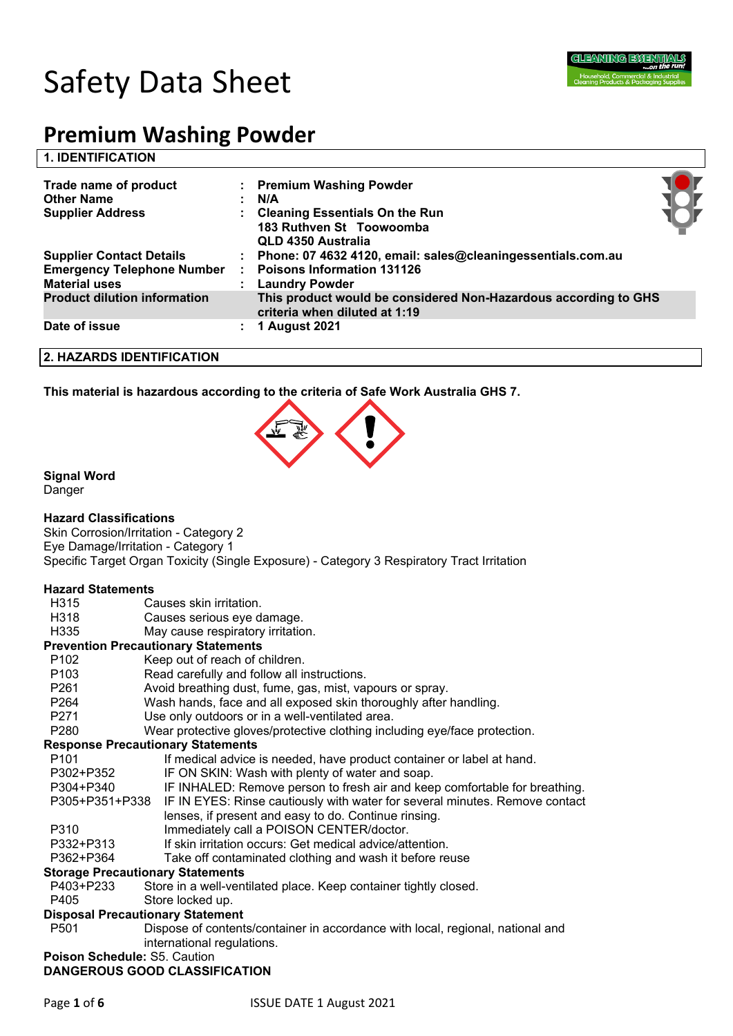# Safety Data Sheet

## Premium Washing Powder

### 1. IDENTIFICATION

| | | |
|---|---|---|
| **Trade name of product** | : | **Premium Washing Powder** |
| **Other Name** | : | **N/A** |
| **Supplier Address** | : | **Cleaning Essentials On the Run**<br>**183 Ruthven St Toowoomba**<br>**QLD 4350 Australia** |
| **Supplier Contact Details** | : | **Phone: 07 4632 4120, email: sales@cleaningessentials.com.au** |
| **Emergency Telephone Number** | : | **Poisons Information 131126** |
| **Material uses** | : | **Laundry Powder** |
| **Product dilution information** | | **This product would be considered Non-Hazardous according to GHS criteria when diluted at 1:19** |
| **Date of issue** | : | **1 August 2021** |

### 2. HAZARDS IDENTIFICATION

**This material is hazardous according to the criteria of Safe Work Australia GHS 7.**

**Signal Word**
Danger

**Hazard Classifications**
Skin Corrosion/Irritation - Category 2
Eye Damage/Irritation - Category 1
Specific Target Organ Toxicity (Single Exposure) - Category 3 Respiratory Tract Irritation

**Hazard Statements**

| | |
|---|---|
| H315 | Causes skin irritation. |
| H318 | Causes serious eye damage. |
| H335 | May cause respiratory irritation. |

**Prevention Precautionary Statements**

| | |
|---|---|
| P102 | Keep out of reach of children. |
| P103 | Read carefully and follow all instructions. |
| P261 | Avoid breathing dust, fume, gas, mist, vapours or spray. |
| P264 | Wash hands, face and all exposed skin thoroughly after handling. |
| P271 | Use only outdoors or in a well-ventilated area. |
| P280 | Wear protective gloves/protective clothing including eye/face protection. |

**Response Precautionary Statements**

| | |
|---|---|
| P101 | If medical advice is needed, have product container or label at hand. |
| P302+P352 | IF ON SKIN: Wash with plenty of water and soap. |
| P304+P340 | IF INHALED: Remove person to fresh air and keep comfortable for breathing. |
| P305+P351+P338 | IF IN EYES: Rinse cautiously with water for several minutes. Remove contact lenses, if present and easy to do. Continue rinsing. |
| P310 | Immediately call a POISON CENTER/doctor. |
| P332+P313 | If skin irritation occurs: Get medical advice/attention. |
| P362+P364 | Take off contaminated clothing and wash it before reuse |

**Storage Precautionary Statements**

| | |
|---|---|
| P403+P233 | Store in a well-ventilated place. Keep container tightly closed. |
| P405 | Store locked up. |

**Disposal Precautionary Statement**

| | |
|---|---|
| P501 | Dispose of contents/container in accordance with local, regional, national and international regulations. |

**Poison Schedule:** S5. Caution

**DANGEROUS GOOD CLASSIFICATION**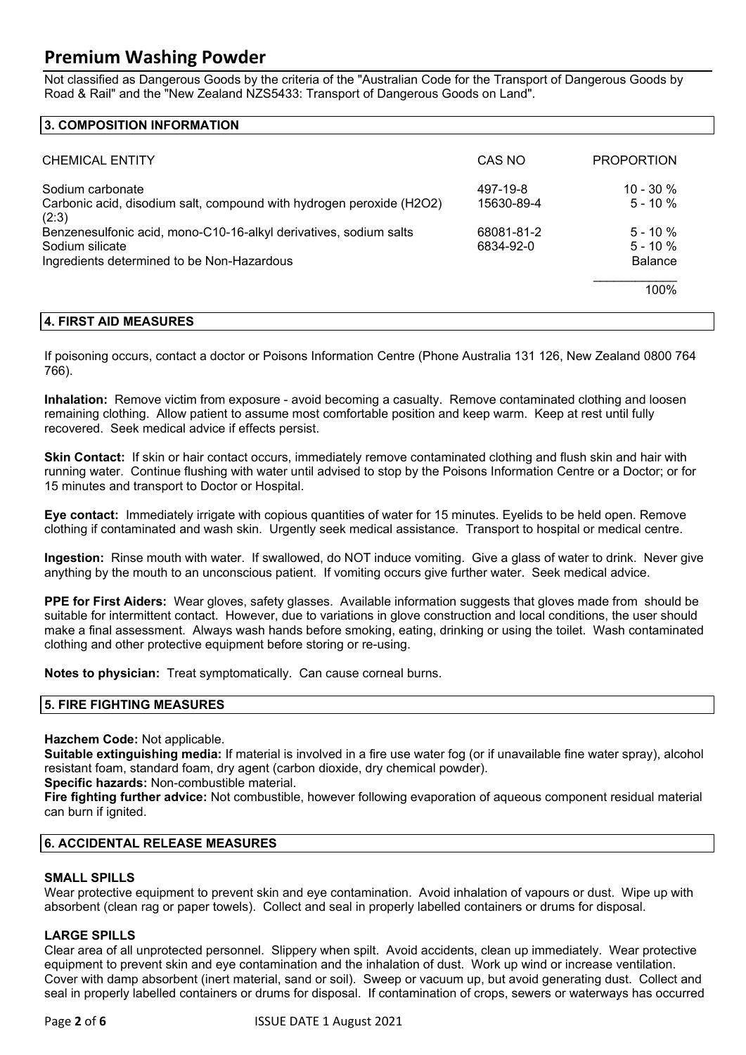Not classified as Dangerous Goods by the criteria of the "Australian Code for the Transport of Dangerous Goods by Road & Rail" and the "New Zealand NZS5433: Transport of Dangerous Goods on Land".

## 3. COMPOSITION INFORMATION

| CHEMICAL ENTITY | CAS NO | PROPORTION |
|---|---|---|
| Sodium carbonate | 497-19-8 | 10 - 30 % |
| Carbonic acid, disodium salt, compound with hydrogen peroxide ($H_2O_2$) (2:3) | 15630-89-4 | 5 - 10 % |
| Benzenesulfonic acid, mono-C10-16-alkyl derivatives, sodium salts | 68081-81-2 | 5 - 10 % |
| Sodium silicate | 6834-92-0 | 5 - 10 % |
| Ingredients determined to be Non-Hazardous | | Balance |
| | | 100% |

## 4. FIRST AID MEASURES

If poisoning occurs, contact a doctor or Poisons Information Centre (Phone Australia 131 126, New Zealand 0800 764 766).

**Inhalation:** Remove victim from exposure - avoid becoming a casualty. Remove contaminated clothing and loosen remaining clothing. Allow patient to assume most comfortable position and keep warm. Keep at rest until fully recovered. Seek medical advice if effects persist.

**Skin Contact:** If skin or hair contact occurs, immediately remove contaminated clothing and flush skin and hair with running water. Continue flushing with water until advised to stop by the Poisons Information Centre or a Doctor; or for 15 minutes and transport to Doctor or Hospital.

**Eye contact:** Immediately irrigate with copious quantities of water for 15 minutes. Eyelids to be held open. Remove clothing if contaminated and wash skin. Urgently seek medical assistance. Transport to hospital or medical centre.

**Ingestion:** Rinse mouth with water. If swallowed, do NOT induce vomiting. Give a glass of water to drink. Never give anything by the mouth to an unconscious patient. If vomiting occurs give further water. Seek medical advice.

**PPE for First Aiders:** Wear gloves, safety glasses. Available information suggests that gloves made from should be suitable for intermittent contact. However, due to variations in glove construction and local conditions, the user should make a final assessment. Always wash hands before smoking, eating, drinking or using the toilet. Wash contaminated clothing and other protective equipment before storing or re-using.

**Notes to physician:** Treat symptomatically. Can cause corneal burns.

## 5. FIRE FIGHTING MEASURES

**Hazchem Code:** Not applicable.
**Suitable extinguishing media:** If material is involved in a fire use water fog (or if unavailable fine water spray), alcohol resistant foam, standard foam, dry agent (carbon dioxide, dry chemical powder).
**Specific hazards:** Non-combustible material.
**Fire fighting further advice:** Not combustible, however following evaporation of aqueous component residual material can burn if ignited.

## 6. ACCIDENTAL RELEASE MEASURES

### SMALL SPILLS

Wear protective equipment to prevent skin and eye contamination. Avoid inhalation of vapours or dust. Wipe up with absorbent (clean rag or paper towels). Collect and seal in properly labelled containers or drums for disposal.

### LARGE SPILLS

Clear area of all unprotected personnel. Slippery when spilt. Avoid accidents, clean up immediately. Wear protective equipment to prevent skin and eye contamination and the inhalation of dust. Work up wind or increase ventilation. Cover with damp absorbent (inert material, sand or soil). Sweep or vacuum up, but avoid generating dust. Collect and seal in properly labelled containers or drums for disposal. If contamination of crops, sewers or waterways has occurred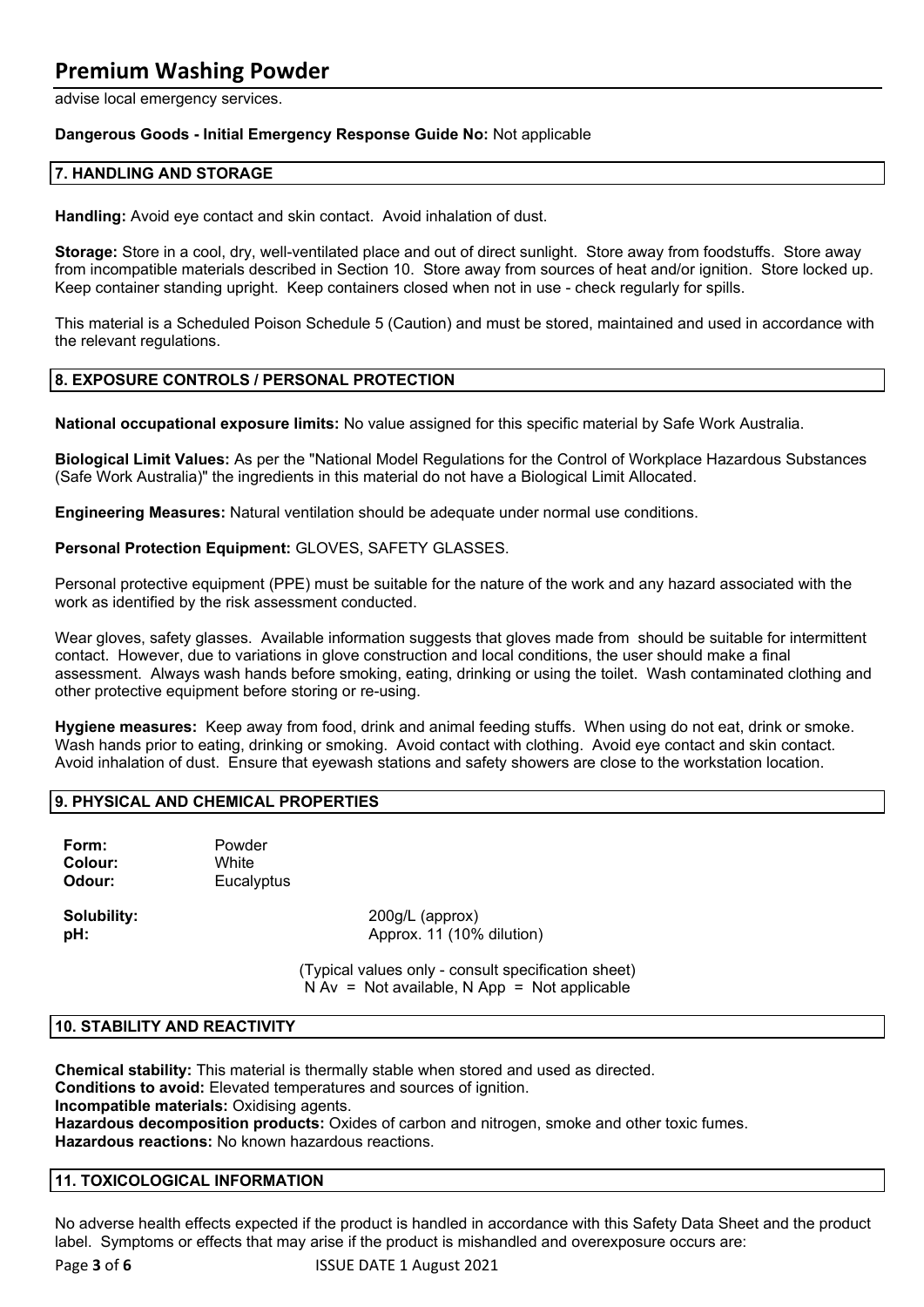advise local emergency services.

**Dangerous Goods - Initial Emergency Response Guide No:** Not applicable

## 7. HANDLING AND STORAGE

**Handling:** Avoid eye contact and skin contact. Avoid inhalation of dust.

**Storage:** Store in a cool, dry, well-ventilated place and out of direct sunlight. Store away from foodstuffs. Store away from incompatible materials described in Section 10. Store away from sources of heat and/or ignition. Store locked up. Keep container standing upright. Keep containers closed when not in use - check regularly for spills.

This material is a Scheduled Poison Schedule 5 (Caution) and must be stored, maintained and used in accordance with the relevant regulations.

## 8. EXPOSURE CONTROLS / PERSONAL PROTECTION

**National occupational exposure limits:** No value assigned for this specific material by Safe Work Australia.

**Biological Limit Values:** As per the "National Model Regulations for the Control of Workplace Hazardous Substances (Safe Work Australia)" the ingredients in this material do not have a Biological Limit Allocated.

**Engineering Measures:** Natural ventilation should be adequate under normal use conditions.

**Personal Protection Equipment:** GLOVES, SAFETY GLASSES.

Personal protective equipment (PPE) must be suitable for the nature of the work and any hazard associated with the work as identified by the risk assessment conducted.

Wear gloves, safety glasses. Available information suggests that gloves made from should be suitable for intermittent contact. However, due to variations in glove construction and local conditions, the user should make a final assessment. Always wash hands before smoking, eating, drinking or using the toilet. Wash contaminated clothing and other protective equipment before storing or re-using.

**Hygiene measures:** Keep away from food, drink and animal feeding stuffs. When using do not eat, drink or smoke. Wash hands prior to eating, drinking or smoking. Avoid contact with clothing. Avoid eye contact and skin contact. Avoid inhalation of dust. Ensure that eyewash stations and safety showers are close to the workstation location.

## 9. PHYSICAL AND CHEMICAL PROPERTIES

| | |
|---|---|
| **Form:** | Powder |
| **Colour:** | White |
| **Odour:** | Eucalyptus |
| **Solubility:** | 200g/L (approx) |
| **pH:** | Approx. 11 (10% dilution) |

(Typical values only - consult specification sheet)
N Av = Not available, N App = Not applicable

## 10. STABILITY AND REACTIVITY

**Chemical stability:** This material is thermally stable when stored and used as directed.
**Conditions to avoid:** Elevated temperatures and sources of ignition.
**Incompatible materials:** Oxidising agents.
**Hazardous decomposition products:** Oxides of carbon and nitrogen, smoke and other toxic fumes.
**Hazardous reactions:** No known hazardous reactions.

## 11. TOXICOLOGICAL INFORMATION

No adverse health effects expected if the product is handled in accordance with this Safety Data Sheet and the product label. Symptoms or effects that may arise if the product is mishandled and overexposure occurs are: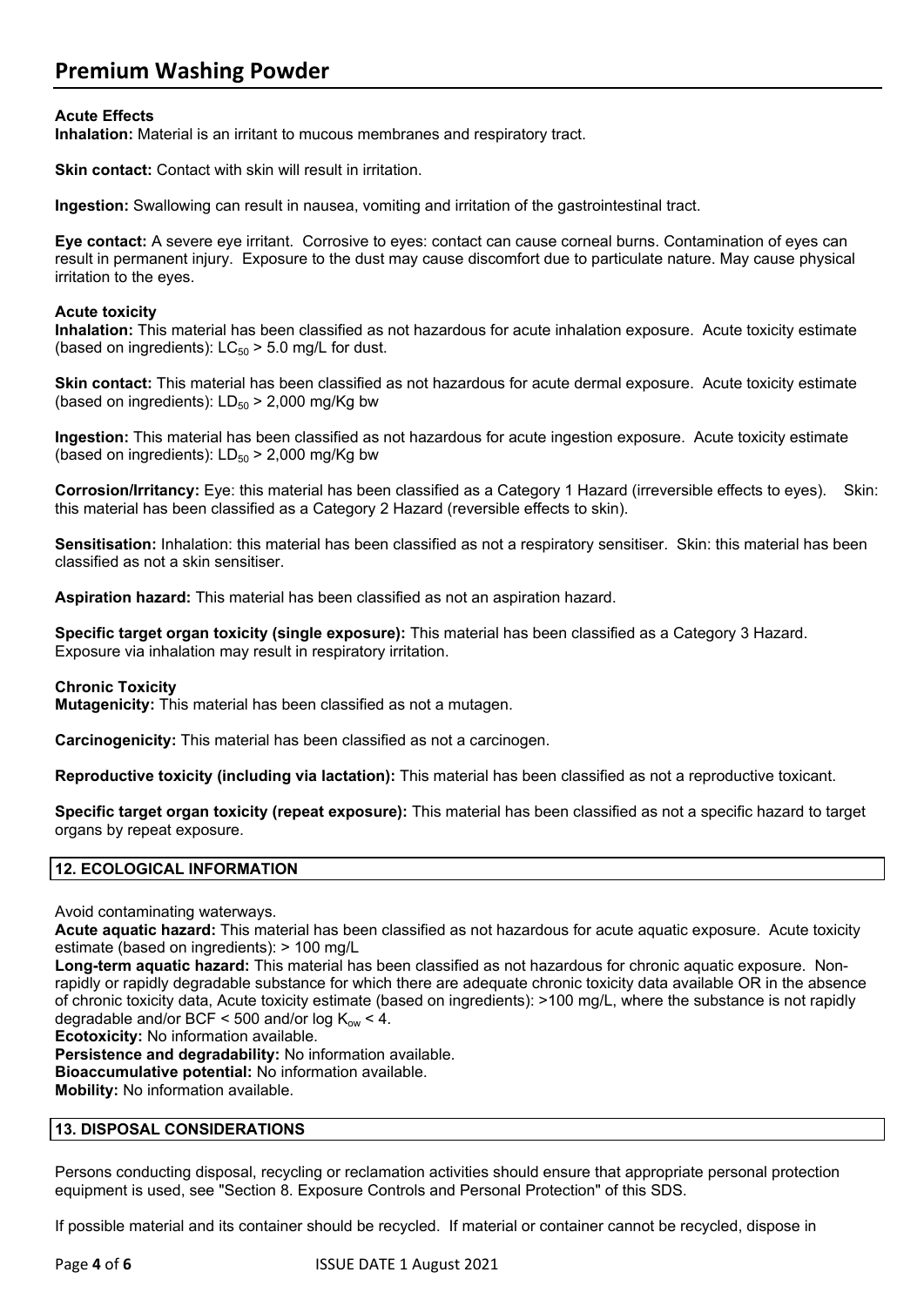**Acute Effects**

**Inhalation:** Material is an irritant to mucous membranes and respiratory tract.

**Skin contact:** Contact with skin will result in irritation.

**Ingestion:** Swallowing can result in nausea, vomiting and irritation of the gastrointestinal tract.

**Eye contact:** A severe eye irritant. Corrosive to eyes: contact can cause corneal burns. Contamination of eyes can result in permanent injury. Exposure to the dust may cause discomfort due to particulate nature. May cause physical irritation to the eyes.

**Acute toxicity**

**Inhalation:** This material has been classified as not hazardous for acute inhalation exposure. Acute toxicity estimate (based on ingredients): $LC_{50}$ > 5.0 mg/L for dust.

**Skin contact:** This material has been classified as not hazardous for acute dermal exposure. Acute toxicity estimate (based on ingredients): $LD_{50}$ > 2,000 mg/Kg bw

**Ingestion:** This material has been classified as not hazardous for acute ingestion exposure. Acute toxicity estimate (based on ingredients): $LD_{50}$ > 2,000 mg/Kg bw

**Corrosion/Irritancy:** Eye: this material has been classified as a Category 1 Hazard (irreversible effects to eyes). Skin: this material has been classified as a Category 2 Hazard (reversible effects to skin).

**Sensitisation:** Inhalation: this material has been classified as not a respiratory sensitiser. Skin: this material has been classified as not a skin sensitiser.

**Aspiration hazard:** This material has been classified as not an aspiration hazard.

**Specific target organ toxicity (single exposure):** This material has been classified as a Category 3 Hazard. Exposure via inhalation may result in respiratory irritation.

**Chronic Toxicity**

**Mutagenicity:** This material has been classified as not a mutagen.

**Carcinogenicity:** This material has been classified as not a carcinogen.

**Reproductive toxicity (including via lactation):** This material has been classified as not a reproductive toxicant.

**Specific target organ toxicity (repeat exposure):** This material has been classified as not a specific hazard to target organs by repeat exposure.

## 12. ECOLOGICAL INFORMATION

Avoid contaminating waterways.

**Acute aquatic hazard:** This material has been classified as not hazardous for acute aquatic exposure. Acute toxicity estimate (based on ingredients): > 100 mg/L

**Long-term aquatic hazard:** This material has been classified as not hazardous for chronic aquatic exposure. Non-rapidly or rapidly degradable substance for which there are adequate chronic toxicity data available OR in the absence of chronic toxicity data, Acute toxicity estimate (based on ingredients): >100 mg/L, where the substance is not rapidly degradable and/or BCF < 500 and/or log $K_{ow}$ < 4.

**Ecotoxicity:** No information available.

**Persistence and degradability:** No information available.

**Bioaccumulative potential:** No information available.

**Mobility:** No information available.

## 13. DISPOSAL CONSIDERATIONS

Persons conducting disposal, recycling or reclamation activities should ensure that appropriate personal protection equipment is used, see "Section 8. Exposure Controls and Personal Protection" of this SDS.

If possible material and its container should be recycled. If material or container cannot be recycled, dispose in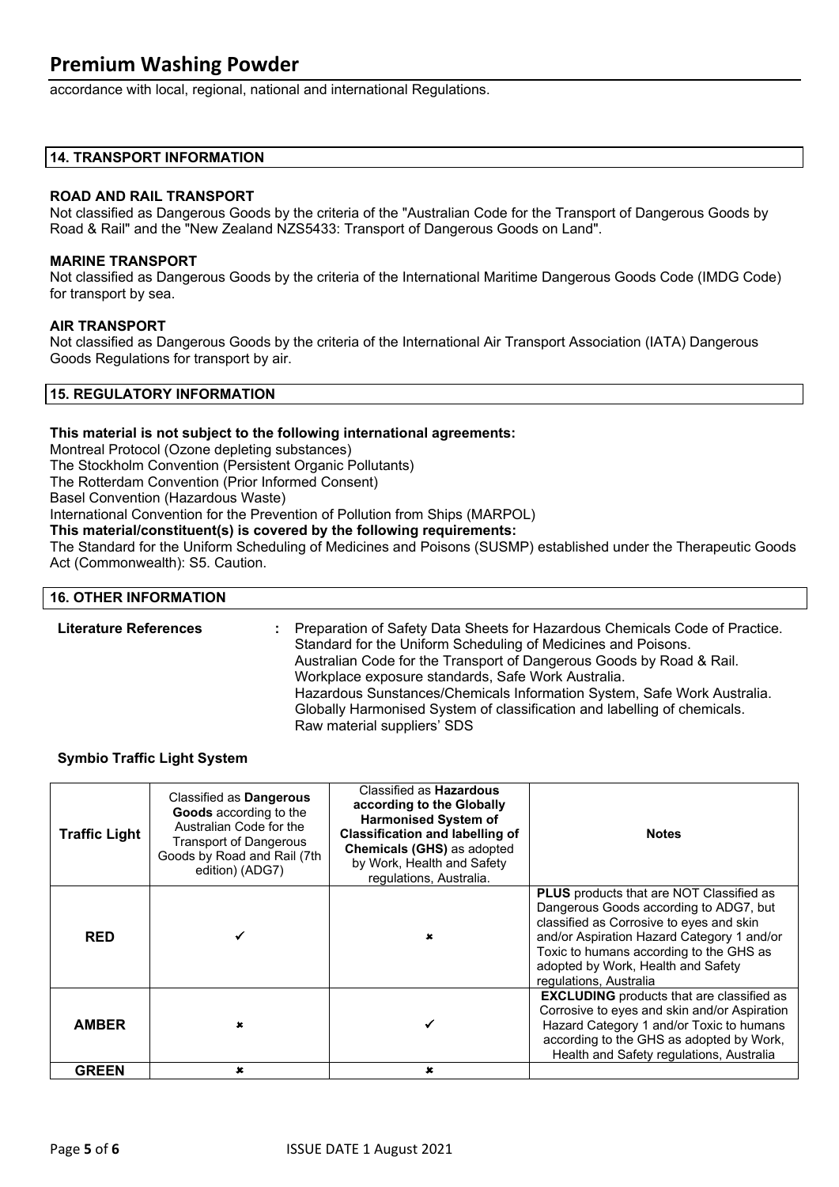accordance with local, regional, national and international Regulations.

## 14. TRANSPORT INFORMATION

**ROAD AND RAIL TRANSPORT**

Not classified as Dangerous Goods by the criteria of the "Australian Code for the Transport of Dangerous Goods by Road & Rail" and the "New Zealand NZS5433: Transport of Dangerous Goods on Land".

**MARINE TRANSPORT**

Not classified as Dangerous Goods by the criteria of the International Maritime Dangerous Goods Code (IMDG Code) for transport by sea.

**AIR TRANSPORT**

Not classified as Dangerous Goods by the criteria of the International Air Transport Association (IATA) Dangerous Goods Regulations for transport by air.

## 15. REGULATORY INFORMATION

**This material is not subject to the following international agreements:**

Montreal Protocol (Ozone depleting substances)
The Stockholm Convention (Persistent Organic Pollutants)
The Rotterdam Convention (Prior Informed Consent)
Basel Convention (Hazardous Waste)
International Convention for the Prevention of Pollution from Ships (MARPOL)

**This material/constituent(s) is covered by the following requirements:**

The Standard for the Uniform Scheduling of Medicines and Poisons (SUSMP) established under the Therapeutic Goods Act (Commonwealth): S5. Caution.

## 16. OTHER INFORMATION

**Literature References** : Preparation of Safety Data Sheets for Hazardous Chemicals Code of Practice.
Standard for the Uniform Scheduling of Medicines and Poisons.
Australian Code for the Transport of Dangerous Goods by Road & Rail.
Workplace exposure standards, Safe Work Australia.
Hazardous Sunstances/Chemicals Information System, Safe Work Australia.
Globally Harmonised System of classification and labelling of chemicals.
Raw material suppliers' SDS

**Symbio Traffic Light System**

| Traffic Light | Classified as **Dangerous Goods** according to the Australian Code for the Transport of Dangerous Goods by Road and Rail (7th edition) (ADG7) | Classified as **Hazardous according to the Globally Harmonised System of Classification and labelling of Chemicals (GHS)** as adopted by Work, Health and Safety regulations, Australia. | Notes |
|---|---|---|---|
| **RED** | ✓ | ✗ | **PLUS** products that are NOT Classified as Dangerous Goods according to ADG7, but classified as Corrosive to eyes and skin and/or Aspiration Hazard Category 1 and/or Toxic to humans according to the GHS as adopted by Work, Health and Safety regulations, Australia |
| **AMBER** | ✗ | ✓ | **EXCLUDING** products that are classified as Corrosive to eyes and skin and/or Aspiration Hazard Category 1 and/or Toxic to humans according to the GHS as adopted by Work, Health and Safety regulations, Australia |
| **GREEN** | ✗ | ✗ | |

ISSUE DATE 1 August 2021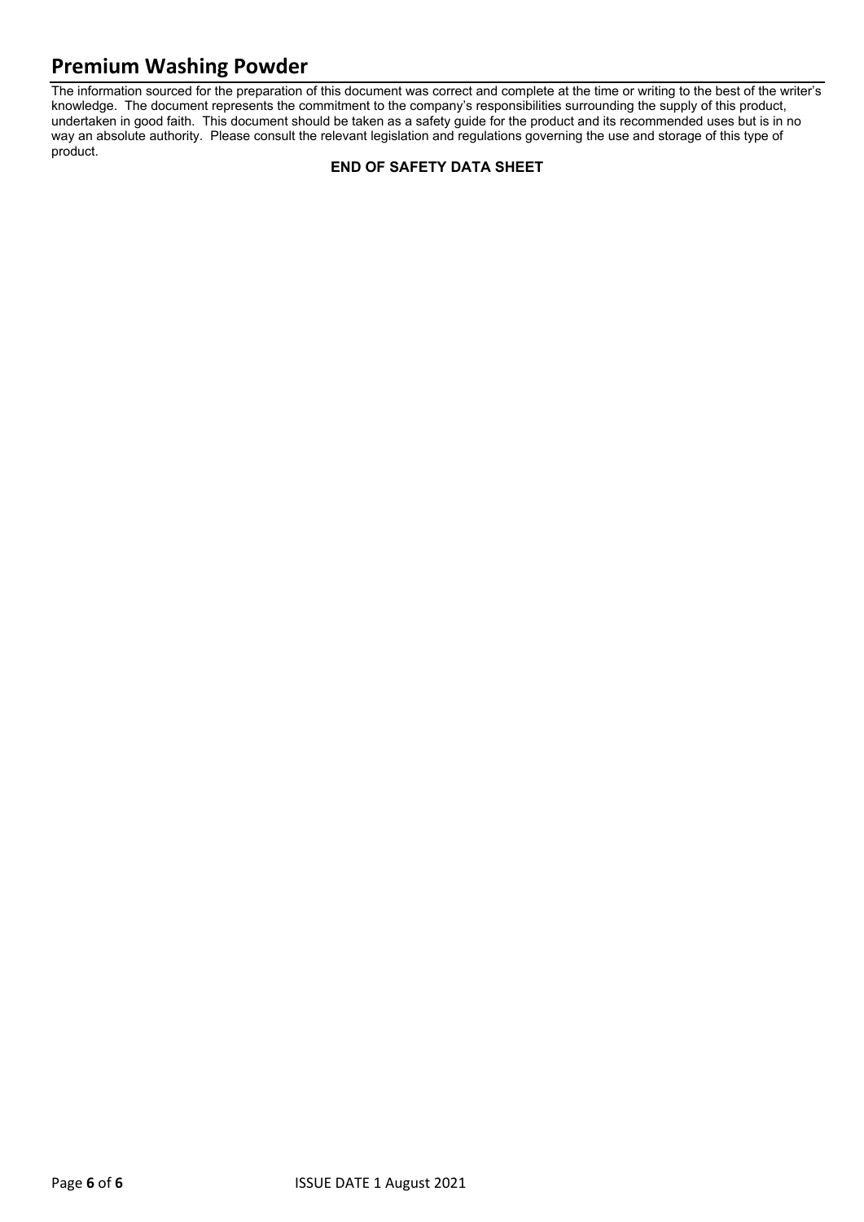The information sourced for the preparation of this document was correct and complete at the time or writing to the best of the writer's knowledge. The document represents the commitment to the company's responsibilities surrounding the supply of this product, undertaken in good faith. This document should be taken as a safety guide for the product and its recommended uses but is in no way an absolute authority. Please consult the relevant legislation and regulations governing the use and storage of this type of product.

**END OF SAFETY DATA SHEET**